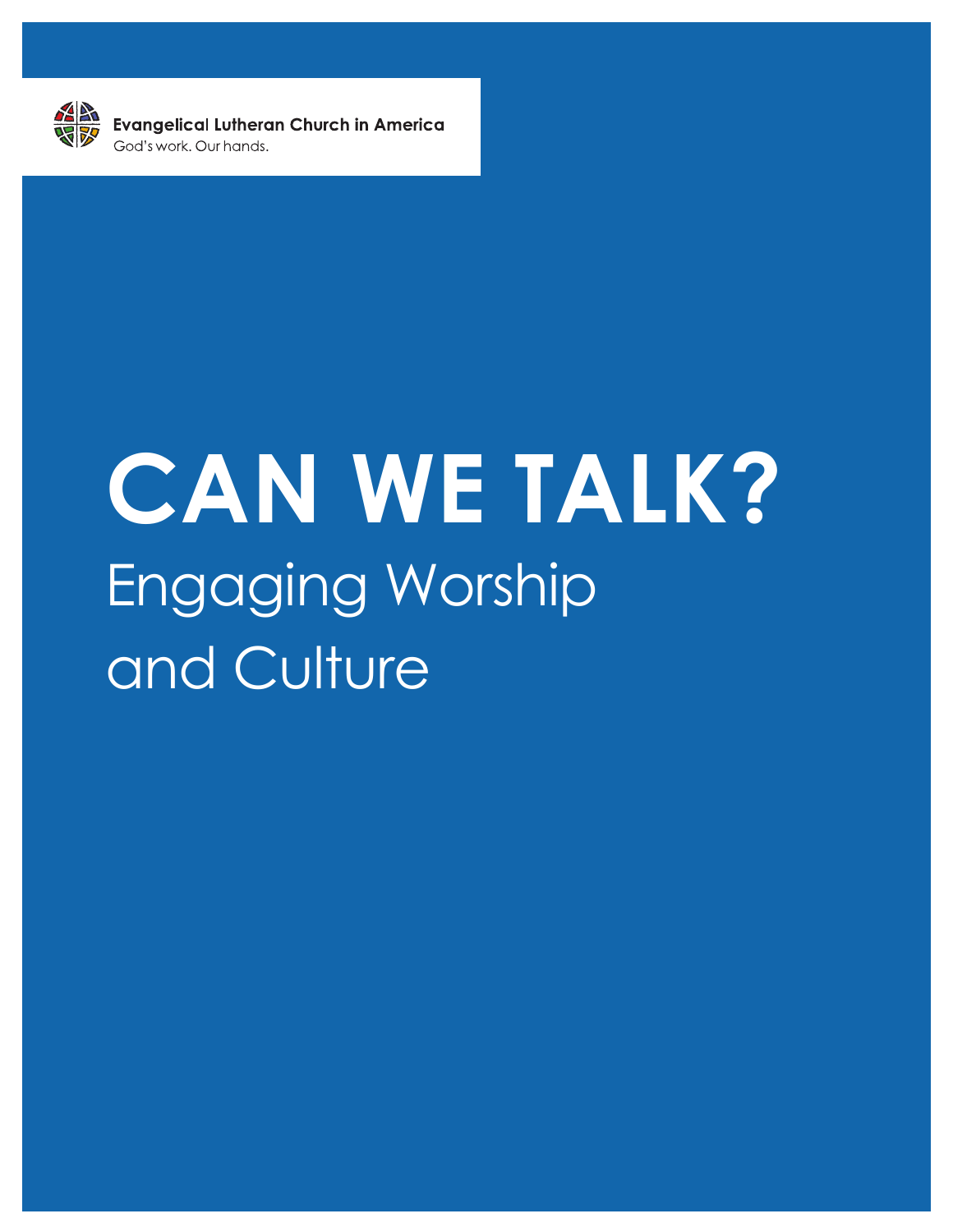Evangelical Lutheran Church in America
God's work. Our hands.

# CAN WE TALK?

## Engaging Worship and Culture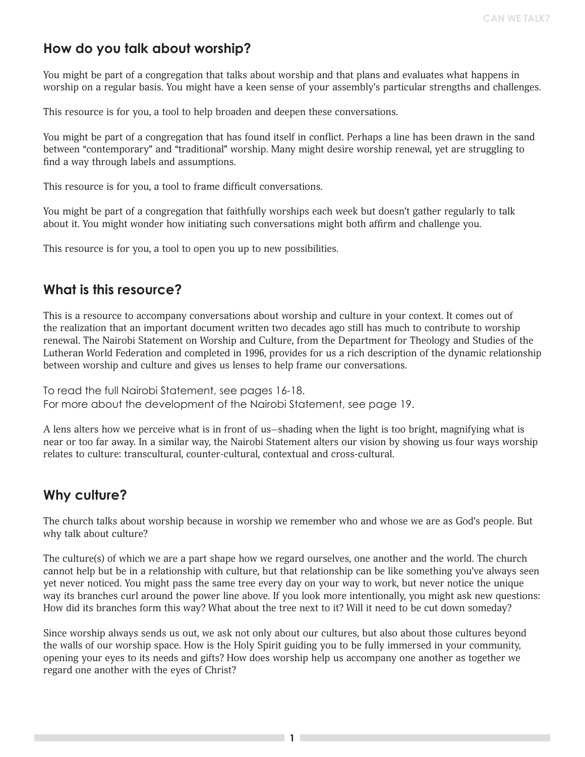## How do you talk about worship?

You might be part of a congregation that talks about worship and that plans and evaluates what happens in worship on a regular basis. You might have a keen sense of your assembly's particular strengths and challenges.

This resource is for you, a tool to help broaden and deepen these conversations.

You might be part of a congregation that has found itself in conflict. Perhaps a line has been drawn in the sand between "contemporary" and "traditional" worship. Many might desire worship renewal, yet are struggling to find a way through labels and assumptions.

This resource is for you, a tool to frame difficult conversations.

You might be part of a congregation that faithfully worships each week but doesn't gather regularly to talk about it. You might wonder how initiating such conversations might both affirm and challenge you.

This resource is for you, a tool to open you up to new possibilities.

## What is this resource?

This is a resource to accompany conversations about worship and culture in your context. It comes out of the realization that an important document written two decades ago still has much to contribute to worship renewal. The Nairobi Statement on Worship and Culture, from the Department for Theology and Studies of the Lutheran World Federation and completed in 1996, provides for us a rich description of the dynamic relationship between worship and culture and gives us lenses to help frame our conversations.

To read the full Nairobi Statement, see pages 16-18.
For more about the development of the Nairobi Statement, see page 19.

A lens alters how we perceive what is in front of us—shading when the light is too bright, magnifying what is near or too far away. In a similar way, the Nairobi Statement alters our vision by showing us four ways worship relates to culture: transcultural, counter-cultural, contextual and cross-cultural.

## Why culture?

The church talks about worship because in worship we remember who and whose we are as God's people. But why talk about culture?

The culture(s) of which we are a part shape how we regard ourselves, one another and the world. The church cannot help but be in a relationship with culture, but that relationship can be like something you've always seen yet never noticed. You might pass the same tree every day on your way to work, but never notice the unique way its branches curl around the power line above. If you look more intentionally, you might ask new questions: How did its branches form this way? What about the tree next to it? Will it need to be cut down someday?

Since worship always sends us out, we ask not only about our cultures, but also about those cultures beyond the walls of our worship space. How is the Holy Spirit guiding you to be fully immersed in your community, opening your eyes to its needs and gifts? How does worship help us accompany one another as together we regard one another with the eyes of Christ?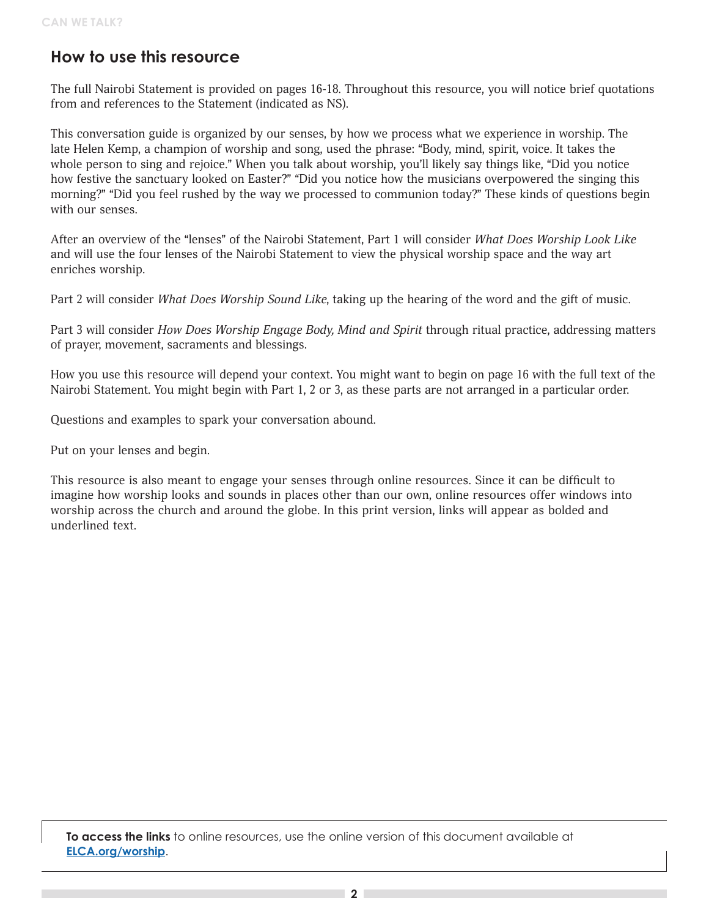## How to use this resource

The full Nairobi Statement is provided on pages 16-18. Throughout this resource, you will notice brief quotations from and references to the Statement (indicated as NS).

This conversation guide is organized by our senses, by how we process what we experience in worship. The late Helen Kemp, a champion of worship and song, used the phrase: "Body, mind, spirit, voice. It takes the whole person to sing and rejoice." When you talk about worship, you'll likely say things like, "Did you notice how festive the sanctuary looked on Easter?" "Did you notice how the musicians overpowered the singing this morning?" "Did you feel rushed by the way we processed to communion today?" These kinds of questions begin with our senses.

After an overview of the "lenses" of the Nairobi Statement, Part 1 will consider *What Does Worship Look Like* and will use the four lenses of the Nairobi Statement to view the physical worship space and the way art enriches worship.

Part 2 will consider *What Does Worship Sound Like*, taking up the hearing of the word and the gift of music.

Part 3 will consider *How Does Worship Engage Body, Mind and Spirit* through ritual practice, addressing matters of prayer, movement, sacraments and blessings.

How you use this resource will depend your context. You might want to begin on page 16 with the full text of the Nairobi Statement. You might begin with Part 1, 2 or 3, as these parts are not arranged in a particular order.

Questions and examples to spark your conversation abound.

Put on your lenses and begin.

This resource is also meant to engage your senses through online resources. Since it can be difficult to imagine how worship looks and sounds in places other than our own, online resources offer windows into worship across the church and around the globe. In this print version, links will appear as bolded and underlined text.

**To access the links** to online resources, use the online version of this document available at **ELCA.org/worship**.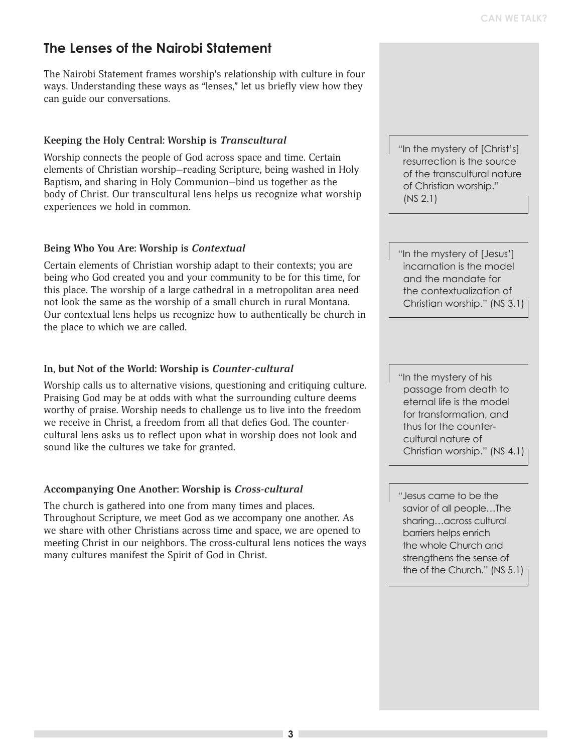## The Lenses of the Nairobi Statement

The Nairobi Statement frames worship's relationship with culture in four ways. Understanding these ways as "lenses," let us briefly view how they can guide our conversations.

### Keeping the Holy Central: Worship is *Transcultural*

Worship connects the people of God across space and time. Certain elements of Christian worship—reading Scripture, being washed in Holy Baptism, and sharing in Holy Communion—bind us together as the body of Christ. Our transcultural lens helps us recognize what worship experiences we hold in common.

> "In the mystery of [Christ's] resurrection is the source of the transcultural nature of Christian worship." (NS 2.1)

### Being Who You Are: Worship is *Contextual*

Certain elements of Christian worship adapt to their contexts; you are being who God created you and your community to be for this time, for this place. The worship of a large cathedral in a metropolitan area need not look the same as the worship of a small church in rural Montana. Our contextual lens helps us recognize how to authentically be church in the place to which we are called.

> "In the mystery of [Jesus'] incarnation is the model and the mandate for the contextualization of Christian worship." (NS 3.1)

### In, but Not of the World: Worship is *Counter-cultural*

Worship calls us to alternative visions, questioning and critiquing culture. Praising God may be at odds with what the surrounding culture deems worthy of praise. Worship needs to challenge us to live into the freedom we receive in Christ, a freedom from all that defies God. The counter-cultural lens asks us to reflect upon what in worship does not look and sound like the cultures we take for granted.

> "In the mystery of his passage from death to eternal life is the model for transformation, and thus for the counter-cultural nature of Christian worship." (NS 4.1)

### Accompanying One Another: Worship is *Cross-cultural*

The church is gathered into one from many times and places. Throughout Scripture, we meet God as we accompany one another. As we share with other Christians across time and space, we are opened to meeting Christ in our neighbors. The cross-cultural lens notices the ways many cultures manifest the Spirit of God in Christ.

> "Jesus came to be the savior of all people…The sharing…across cultural barriers helps enrich the whole Church and strengthens the sense of the of the Church." (NS 5.1)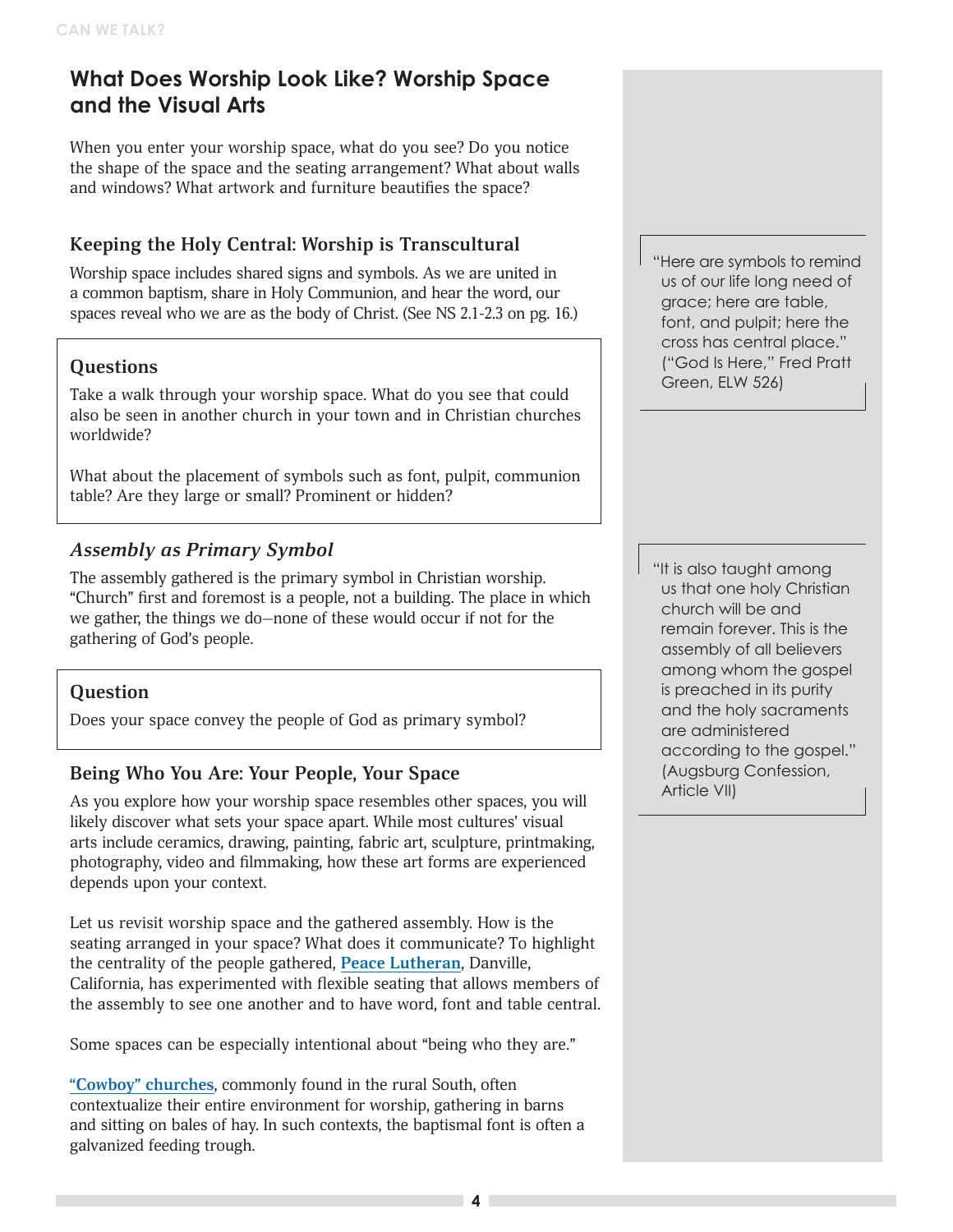## What Does Worship Look Like? Worship Space and the Visual Arts

When you enter your worship space, what do you see? Do you notice the shape of the space and the seating arrangement? What about walls and windows? What artwork and furniture beautifies the space?

### Keeping the Holy Central: Worship is Transcultural

Worship space includes shared signs and symbols. As we are united in a common baptism, share in Holy Communion, and hear the word, our spaces reveal who we are as the body of Christ. (See NS 2.1-2.3 on pg. 16.)

> "Here are symbols to remind us of our life long need of grace; here are table, font, and pulpit; here the cross has central place." ("God Is Here," Fred Pratt Green, ELW 526)

#### Questions

Take a walk through your worship space. What do you see that could also be seen in another church in your town and in Christian churches worldwide?

What about the placement of symbols such as font, pulpit, communion table? Are they large or small? Prominent or hidden?

### *Assembly as Primary Symbol*

The assembly gathered is the primary symbol in Christian worship. "Church" first and foremost is a people, not a building. The place in which we gather, the things we do—none of these would occur if not for the gathering of God's people.

> "It is also taught among us that one holy Christian church will be and remain forever. This is the assembly of all believers among whom the gospel is preached in its purity and the holy sacraments are administered according to the gospel." (Augsburg Confession, Article VII)

#### Question

Does your space convey the people of God as primary symbol?

### Being Who You Are: Your People, Your Space

As you explore how your worship space resembles other spaces, you will likely discover what sets your space apart. While most cultures' visual arts include ceramics, drawing, painting, fabric art, sculpture, printmaking, photography, video and filmmaking, how these art forms are experienced depends upon your context.

Let us revisit worship space and the gathered assembly. How is the seating arranged in your space? What does it communicate? To highlight the centrality of the people gathered, **Peace Lutheran**, Danville, California, has experimented with flexible seating that allows members of the assembly to see one another and to have word, font and table central.

Some spaces can be especially intentional about "being who they are."

**"Cowboy" churches**, commonly found in the rural South, often contextualize their entire environment for worship, gathering in barns and sitting on bales of hay. In such contexts, the baptismal font is often a galvanized feeding trough.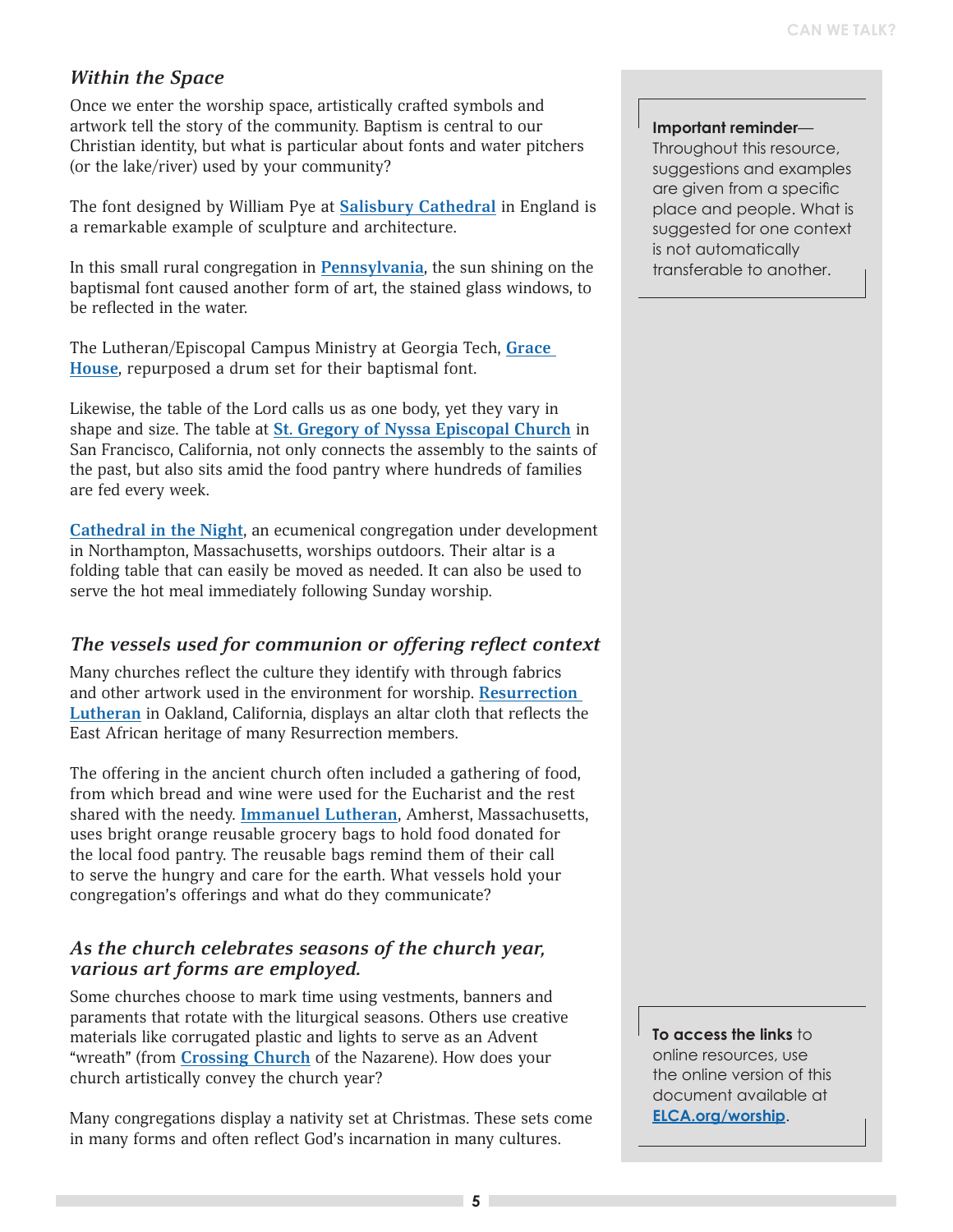### *Within the Space*

Once we enter the worship space, artistically crafted symbols and artwork tell the story of the community. Baptism is central to our Christian identity, but what is particular about fonts and water pitchers (or the lake/river) used by your community?

The font designed by William Pye at **Salisbury Cathedral** in England is a remarkable example of sculpture and architecture.

In this small rural congregation in **Pennsylvania**, the sun shining on the baptismal font caused another form of art, the stained glass windows, to be reflected in the water.

The Lutheran/Episcopal Campus Ministry at Georgia Tech, **Grace House**, repurposed a drum set for their baptismal font.

Likewise, the table of the Lord calls us as one body, yet they vary in shape and size. The table at **St. Gregory of Nyssa Episcopal Church** in San Francisco, California, not only connects the assembly to the saints of the past, but also sits amid the food pantry where hundreds of families are fed every week.

**Cathedral in the Night**, an ecumenical congregation under development in Northampton, Massachusetts, worships outdoors. Their altar is a folding table that can easily be moved as needed. It can also be used to serve the hot meal immediately following Sunday worship.

### *The vessels used for communion or offering reflect context*

Many churches reflect the culture they identify with through fabrics and other artwork used in the environment for worship. **Resurrection Lutheran** in Oakland, California, displays an altar cloth that reflects the East African heritage of many Resurrection members.

The offering in the ancient church often included a gathering of food, from which bread and wine were used for the Eucharist and the rest shared with the needy. **Immanuel Lutheran**, Amherst, Massachusetts, uses bright orange reusable grocery bags to hold food donated for the local food pantry. The reusable bags remind them of their call to serve the hungry and care for the earth. What vessels hold your congregation's offerings and what do they communicate?

### *As the church celebrates seasons of the church year, various art forms are employed.*

Some churches choose to mark time using vestments, banners and paraments that rotate with the liturgical seasons. Others use creative materials like corrugated plastic and lights to serve as an Advent "wreath" (from **Crossing Church** of the Nazarene). How does your church artistically convey the church year?

Many congregations display a nativity set at Christmas. These sets come in many forms and often reflect God's incarnation in many cultures.

**Important reminder**—Throughout this resource, suggestions and examples are given from a specific place and people. What is suggested for one context is not automatically transferable to another.

**To access the links** to online resources, use the online version of this document available at **ELCA.org/worship**.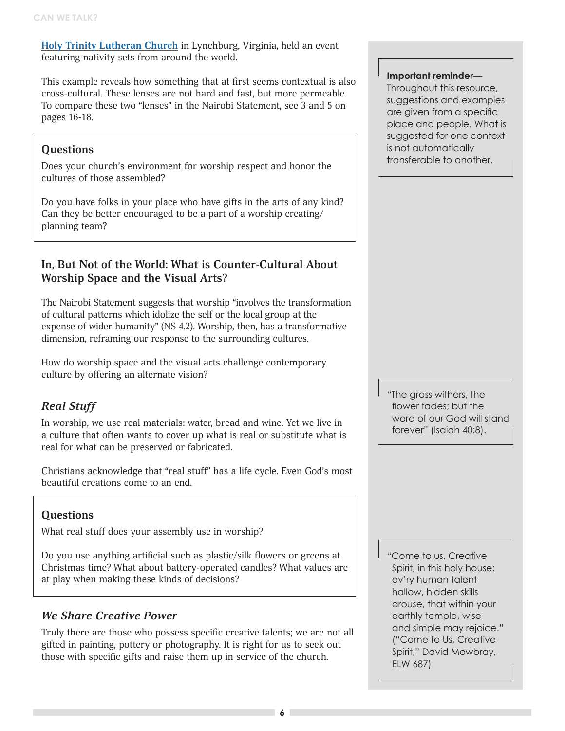[Holy Trinity Lutheran Church](#) in Lynchburg, Virginia, held an event featuring nativity sets from around the world.

This example reveals how something that at first seems contextual is also cross-cultural. These lenses are not hard and fast, but more permeable. To compare these two "lenses" in the Nairobi Statement, see 3 and 5 on pages 16-18.

> **Important reminder**—Throughout this resource, suggestions and examples are given from a specific place and people. What is suggested for one context is not automatically transferable to another.

### Questions

Does your church's environment for worship respect and honor the cultures of those assembled?

Do you have folks in your place who have gifts in the arts of any kind? Can they be better encouraged to be a part of a worship creating/planning team?

## In, But Not of the World: What is Counter-Cultural About Worship Space and the Visual Arts?

The Nairobi Statement suggests that worship "involves the transformation of cultural patterns which idolize the self or the local group at the expense of wider humanity" (NS 4.2). Worship, then, has a transformative dimension, reframing our response to the surrounding cultures.

How do worship space and the visual arts challenge contemporary culture by offering an alternate vision?

### *Real Stuff*

In worship, we use real materials: water, bread and wine. Yet we live in a culture that often wants to cover up what is real or substitute what is real for what can be preserved or fabricated.

Christians acknowledge that "real stuff" has a life cycle. Even God's most beautiful creations come to an end.

> "The grass withers, the flower fades; but the word of our God will stand forever" (Isaiah 40:8).

### Questions

What real stuff does your assembly use in worship?

Do you use anything artificial such as plastic/silk flowers or greens at Christmas time? What about battery-operated candles? What values are at play when making these kinds of decisions?

### *We Share Creative Power*

Truly there are those who possess specific creative talents; we are not all gifted in painting, pottery or photography. It is right for us to seek out those with specific gifts and raise them up in service of the church.

> "Come to us, Creative Spirit, in this holy house; ev'ry human talent hallow, hidden skills arouse, that within your earthly temple, wise and simple may rejoice." ("Come to Us, Creative Spirit," David Mowbray, ELW 687)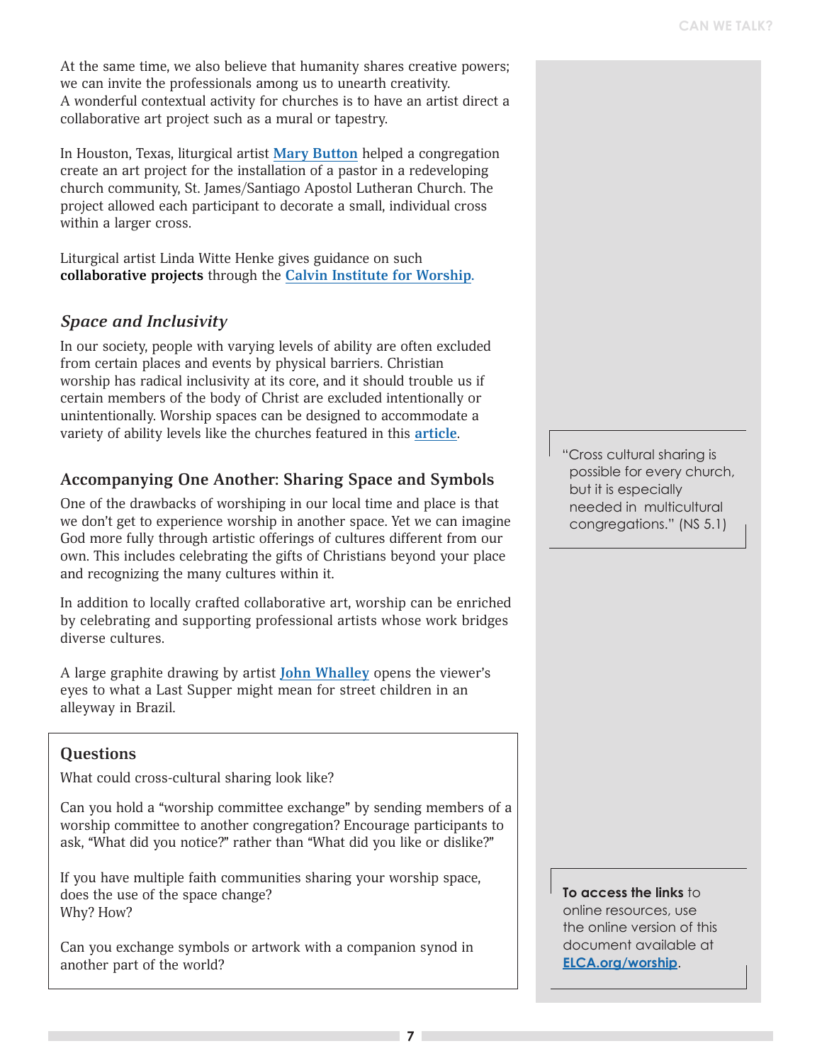At the same time, we also believe that humanity shares creative powers; we can invite the professionals among us to unearth creativity. A wonderful contextual activity for churches is to have an artist direct a collaborative art project such as a mural or tapestry.

In Houston, Texas, liturgical artist **Mary Button** helped a congregation create an art project for the installation of a pastor in a redeveloping church community, St. James/Santiago Apostol Lutheran Church. The project allowed each participant to decorate a small, individual cross within a larger cross.

Liturgical artist Linda Witte Henke gives guidance on such **collaborative projects** through the **Calvin Institute for Worship**.

### *Space and Inclusivity*

In our society, people with varying levels of ability are often excluded from certain places and events by physical barriers. Christian worship has radical inclusivity at its core, and it should trouble us if certain members of the body of Christ are excluded intentionally or unintentionally. Worship spaces can be designed to accommodate a variety of ability levels like the churches featured in this **article**.

## Accompanying One Another: Sharing Space and Symbols

One of the drawbacks of worshiping in our local time and place is that we don't get to experience worship in another space. Yet we can imagine God more fully through artistic offerings of cultures different from our own. This includes celebrating the gifts of Christians beyond your place and recognizing the many cultures within it.

In addition to locally crafted collaborative art, worship can be enriched by celebrating and supporting professional artists whose work bridges diverse cultures.

A large graphite drawing by artist **John Whalley** opens the viewer's eyes to what a Last Supper might mean for street children in an alleyway in Brazil.

> "Cross cultural sharing is possible for every church, but it is especially needed in multicultural congregations." (NS 5.1)

### Questions

What could cross-cultural sharing look like?

Can you hold a "worship committee exchange" by sending members of a worship committee to another congregation? Encourage participants to ask, "What did you notice?" rather than "What did you like or dislike?"

If you have multiple faith communities sharing your worship space, does the use of the space change?
Why? How?

Can you exchange symbols or artwork with a companion synod in another part of the world?

**To access the links** to online resources, use the online version of this document available at **ELCA.org/worship**.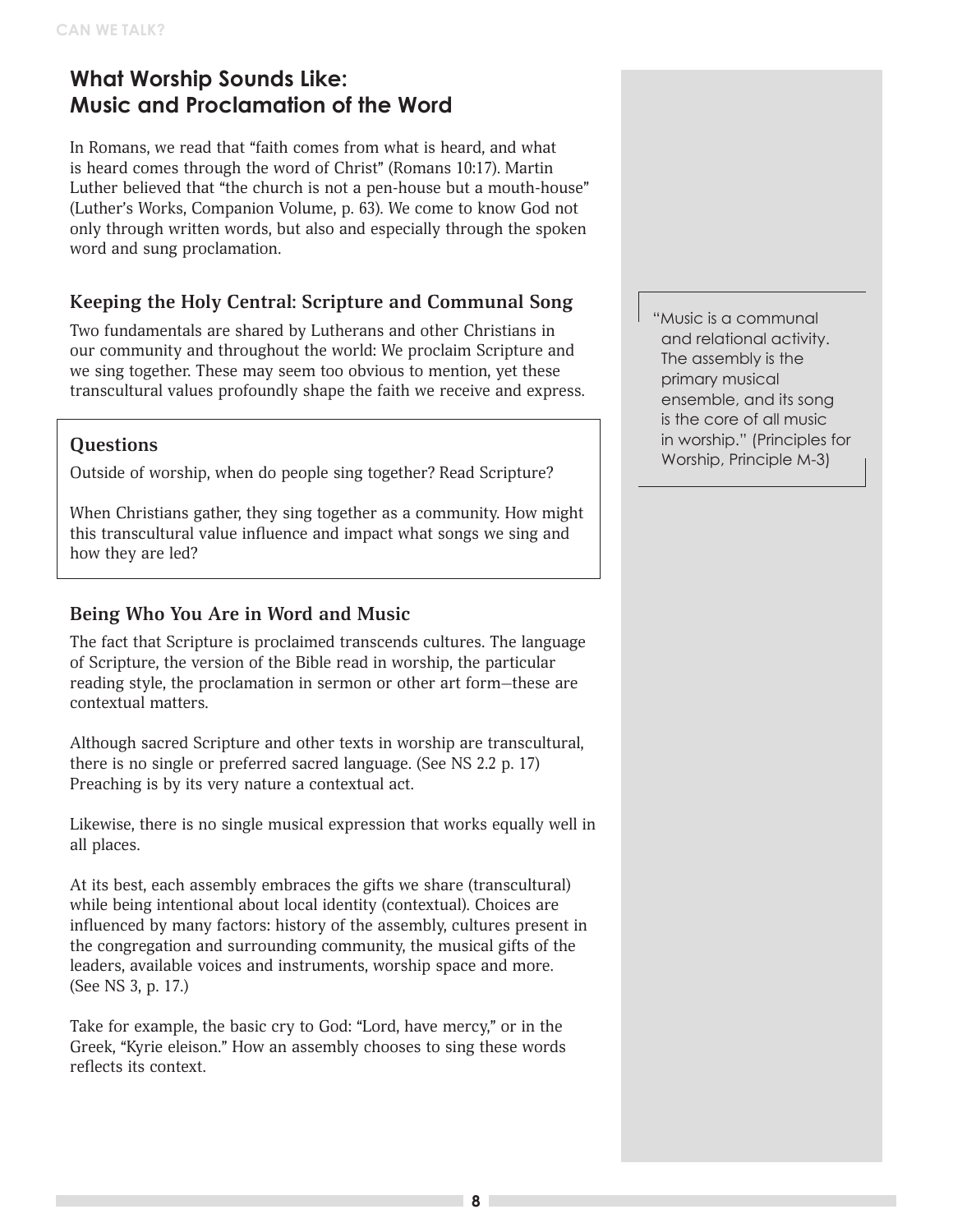## What Worship Sounds Like: Music and Proclamation of the Word

In Romans, we read that "faith comes from what is heard, and what is heard comes through the word of Christ" (Romans 10:17). Martin Luther believed that "the church is not a pen-house but a mouth-house" (Luther's Works, Companion Volume, p. 63). We come to know God not only through written words, but also and especially through the spoken word and sung proclamation.

### Keeping the Holy Central: Scripture and Communal Song

Two fundamentals are shared by Lutherans and other Christians in our community and throughout the world: We proclaim Scripture and we sing together. These may seem too obvious to mention, yet these transcultural values profoundly shape the faith we receive and express.

> "Music is a communal and relational activity. The assembly is the primary musical ensemble, and its song is the core of all music in worship." (Principles for Worship, Principle M-3)

**Questions**

Outside of worship, when do people sing together? Read Scripture?

When Christians gather, they sing together as a community. How might this transcultural value influence and impact what songs we sing and how they are led?

### Being Who You Are in Word and Music

The fact that Scripture is proclaimed transcends cultures. The language of Scripture, the version of the Bible read in worship, the particular reading style, the proclamation in sermon or other art form—these are contextual matters.

Although sacred Scripture and other texts in worship are transcultural, there is no single or preferred sacred language. (See NS 2.2 p. 17) Preaching is by its very nature a contextual act.

Likewise, there is no single musical expression that works equally well in all places.

At its best, each assembly embraces the gifts we share (transcultural) while being intentional about local identity (contextual). Choices are influenced by many factors: history of the assembly, cultures present in the congregation and surrounding community, the musical gifts of the leaders, available voices and instruments, worship space and more. (See NS 3, p. 17.)

Take for example, the basic cry to God: "Lord, have mercy," or in the Greek, "Kyrie eleison." How an assembly chooses to sing these words reflects its context.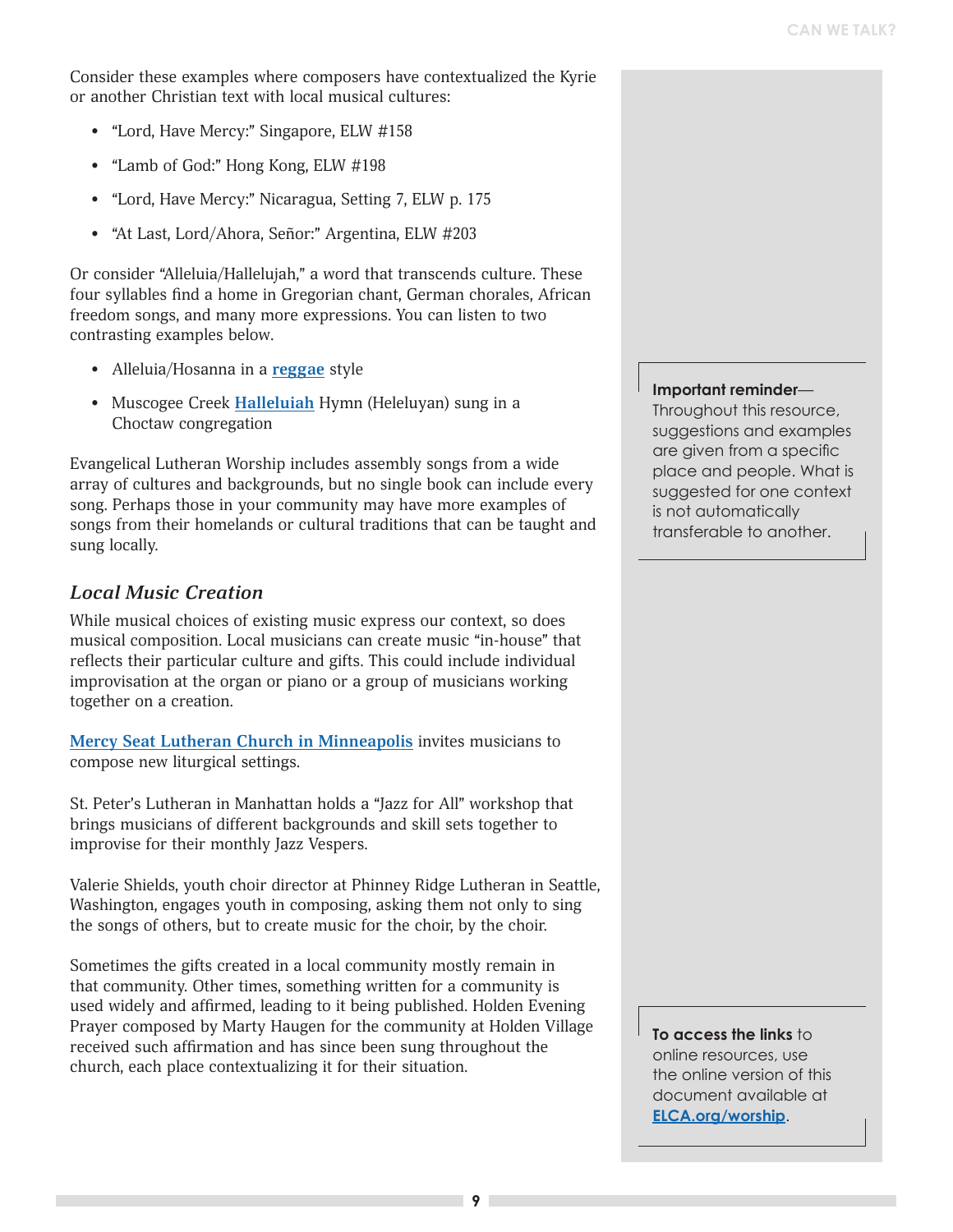Consider these examples where composers have contextualized the Kyrie or another Christian text with local musical cultures:

- "Lord, Have Mercy:" Singapore, ELW #158
- "Lamb of God:" Hong Kong, ELW #198
- "Lord, Have Mercy:" Nicaragua, Setting 7, ELW p. 175
- "At Last, Lord/Ahora, Señor:" Argentina, ELW #203

Or consider "Alleluia/Hallelujah," a word that transcends culture. These four syllables find a home in Gregorian chant, German chorales, African freedom songs, and many more expressions. You can listen to two contrasting examples below.

- Alleluia/Hosanna in a **reggae** style
- Muscogee Creek **Halleluiah** Hymn (Heleluyan) sung in a Choctaw congregation

Evangelical Lutheran Worship includes assembly songs from a wide array of cultures and backgrounds, but no single book can include every song. Perhaps those in your community may have more examples of songs from their homelands or cultural traditions that can be taught and sung locally.

> **Important reminder**—Throughout this resource, suggestions and examples are given from a specific place and people. What is suggested for one context is not automatically transferable to another.

### *Local Music Creation*

While musical choices of existing music express our context, so does musical composition. Local musicians can create music "in-house" that reflects their particular culture and gifts. This could include individual improvisation at the organ or piano or a group of musicians working together on a creation.

**Mercy Seat Lutheran Church in Minneapolis** invites musicians to compose new liturgical settings.

St. Peter's Lutheran in Manhattan holds a "Jazz for All" workshop that brings musicians of different backgrounds and skill sets together to improvise for their monthly Jazz Vespers.

Valerie Shields, youth choir director at Phinney Ridge Lutheran in Seattle, Washington, engages youth in composing, asking them not only to sing the songs of others, but to create music for the choir, by the choir.

Sometimes the gifts created in a local community mostly remain in that community. Other times, something written for a community is used widely and affirmed, leading to it being published. Holden Evening Prayer composed by Marty Haugen for the community at Holden Village received such affirmation and has since been sung throughout the church, each place contextualizing it for their situation.

> **To access the links** to online resources, use the online version of this document available at **ELCA.org/worship**.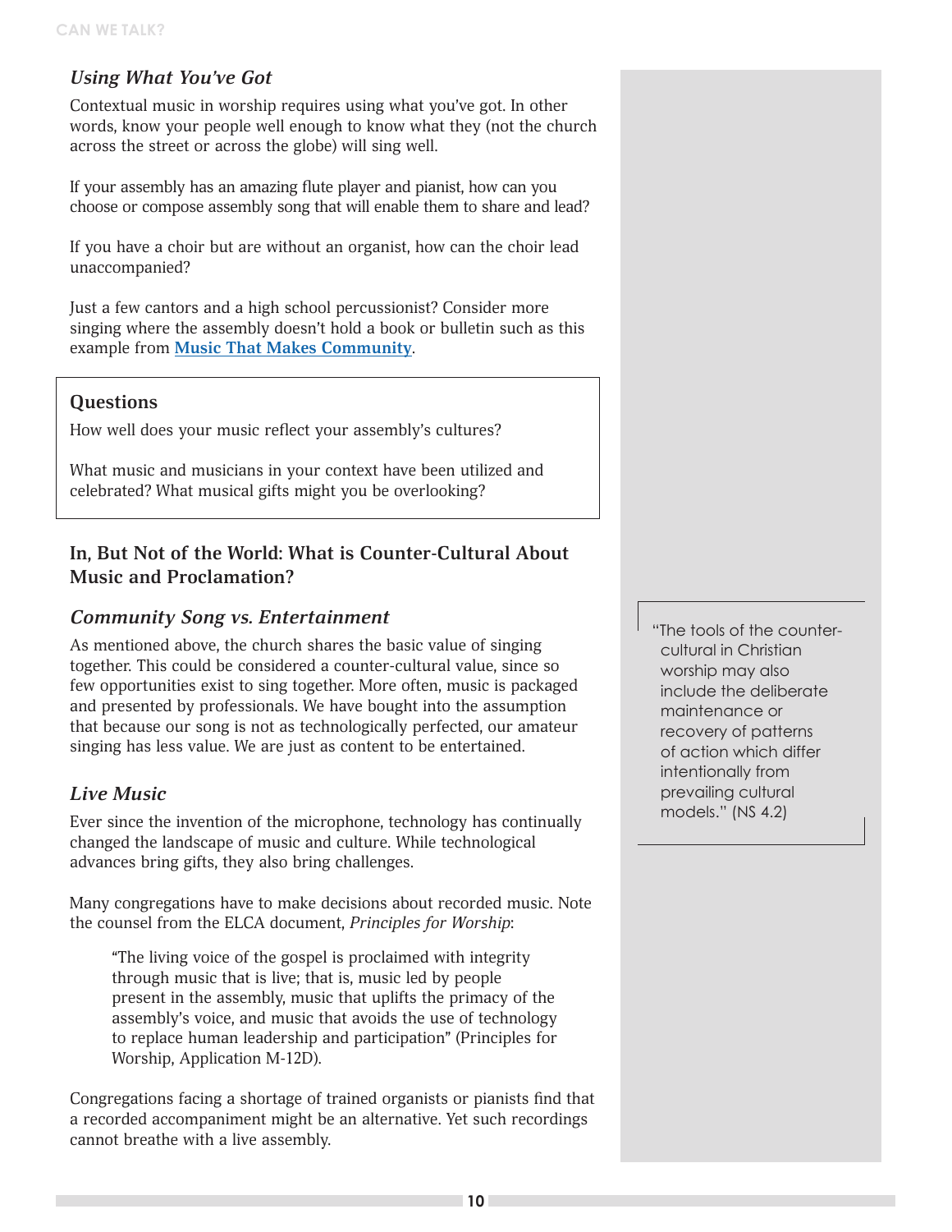### *Using What You've Got*

Contextual music in worship requires using what you've got. In other words, know your people well enough to know what they (not the church across the street or across the globe) will sing well.

If your assembly has an amazing flute player and pianist, how can you choose or compose assembly song that will enable them to share and lead?

If you have a choir but are without an organist, how can the choir lead unaccompanied?

Just a few cantors and a high school percussionist? Consider more singing where the assembly doesn't hold a book or bulletin such as this example from **Music That Makes Community**.

> **Questions**
>
> How well does your music reflect your assembly's cultures?
>
> What music and musicians in your context have been utilized and celebrated? What musical gifts might you be overlooking?

## In, But Not of the World: What is Counter-Cultural About Music and Proclamation?

### *Community Song vs. Entertainment*

As mentioned above, the church shares the basic value of singing together. This could be considered a counter-cultural value, since so few opportunities exist to sing together. More often, music is packaged and presented by professionals. We have bought into the assumption that because our song is not as technologically perfected, our amateur singing has less value. We are just as content to be entertained.

> "The tools of the counter-cultural in Christian worship may also include the deliberate maintenance or recovery of patterns of action which differ intentionally from prevailing cultural models." (NS 4.2)

### *Live Music*

Ever since the invention of the microphone, technology has continually changed the landscape of music and culture. While technological advances bring gifts, they also bring challenges.

Many congregations have to make decisions about recorded music. Note the counsel from the ELCA document, *Principles for Worship*:

> "The living voice of the gospel is proclaimed with integrity through music that is live; that is, music led by people present in the assembly, music that uplifts the primacy of the assembly's voice, and music that avoids the use of technology to replace human leadership and participation" (Principles for Worship, Application M-12D).

Congregations facing a shortage of trained organists or pianists find that a recorded accompaniment might be an alternative. Yet such recordings cannot breathe with a live assembly.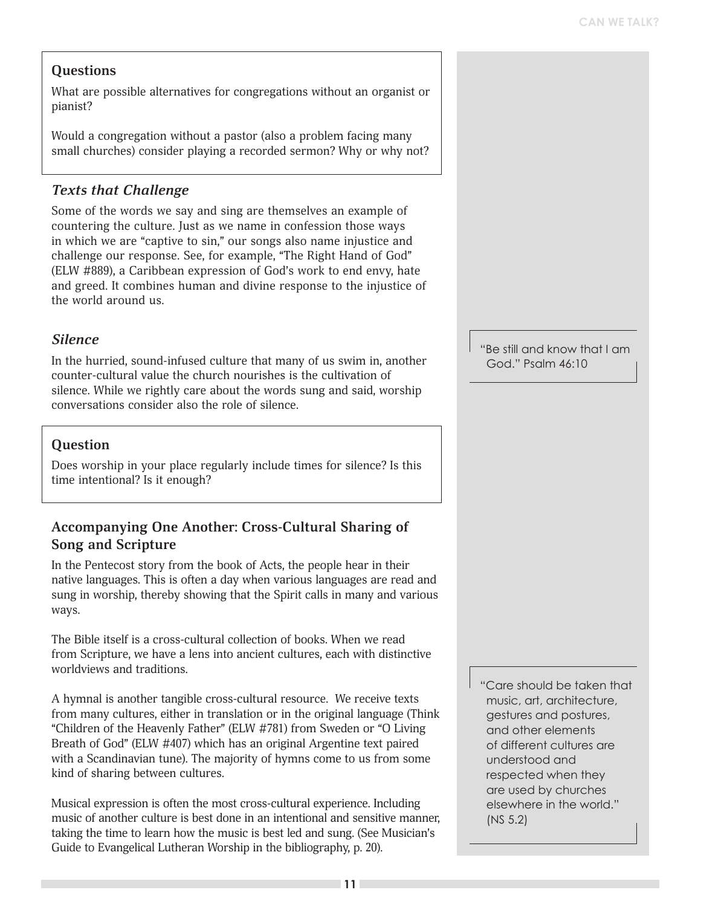### Questions

What are possible alternatives for congregations without an organist or pianist?

Would a congregation without a pastor (also a problem facing many small churches) consider playing a recorded sermon? Why or why not?

### *Texts that Challenge*

Some of the words we say and sing are themselves an example of countering the culture. Just as we name in confession those ways in which we are "captive to sin," our songs also name injustice and challenge our response. See, for example, "The Right Hand of God" (ELW #889), a Caribbean expression of God's work to end envy, hate and greed. It combines human and divine response to the injustice of the world around us.

### *Silence*

In the hurried, sound-infused culture that many of us swim in, another counter-cultural value the church nourishes is the cultivation of silence. While we rightly care about the words sung and said, worship conversations consider also the role of silence.

> "Be still and know that I am God." Psalm 46:10

### Question

Does worship in your place regularly include times for silence? Is this time intentional? Is it enough?

### Accompanying One Another: Cross-Cultural Sharing of Song and Scripture

In the Pentecost story from the book of Acts, the people hear in their native languages. This is often a day when various languages are read and sung in worship, thereby showing that the Spirit calls in many and various ways.

The Bible itself is a cross-cultural collection of books. When we read from Scripture, we have a lens into ancient cultures, each with distinctive worldviews and traditions.

A hymnal is another tangible cross-cultural resource. We receive texts from many cultures, either in translation or in the original language (Think "Children of the Heavenly Father" (ELW #781) from Sweden or "O Living Breath of God" (ELW #407) which has an original Argentine text paired with a Scandinavian tune). The majority of hymns come to us from some kind of sharing between cultures.

> "Care should be taken that music, art, architecture, gestures and postures, and other elements of different cultures are understood and respected when they are used by churches elsewhere in the world." (NS 5.2)

Musical expression is often the most cross-cultural experience. Including music of another culture is best done in an intentional and sensitive manner, taking the time to learn how the music is best led and sung. (See Musician's Guide to Evangelical Lutheran Worship in the bibliography, p. 20).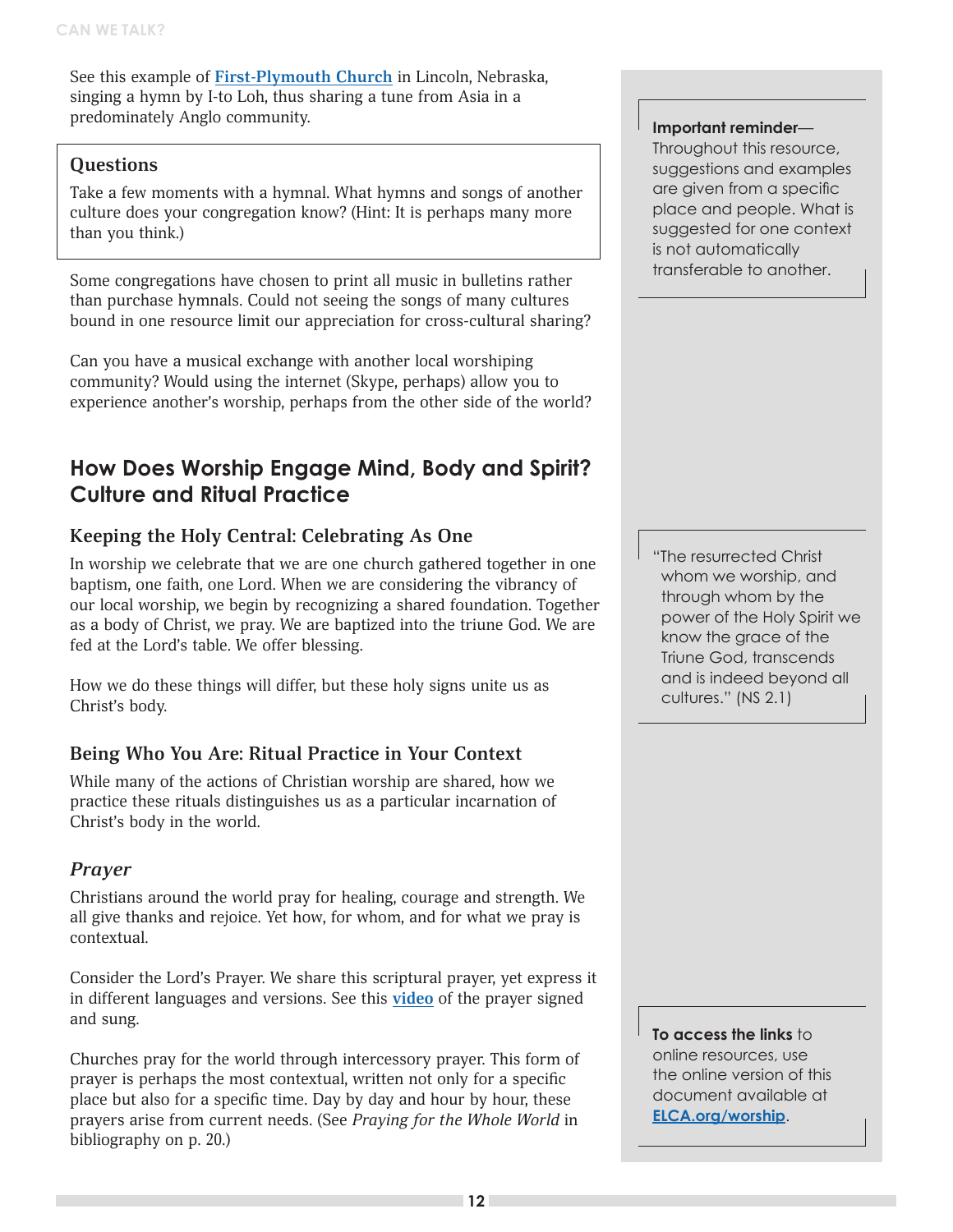See this example of **[First-Plymouth Church]** in Lincoln, Nebraska, singing a hymn by I-to Loh, thus sharing a tune from Asia in a predominately Anglo community.

> **Important reminder**—Throughout this resource, suggestions and examples are given from a specific place and people. What is suggested for one context is not automatically transferable to another.

### Questions

Take a few moments with a hymnal. What hymns and songs of another culture does your congregation know? (Hint: It is perhaps many more than you think.)

Some congregations have chosen to print all music in bulletins rather than purchase hymnals. Could not seeing the songs of many cultures bound in one resource limit our appreciation for cross-cultural sharing?

Can you have a musical exchange with another local worshiping community? Would using the internet (Skype, perhaps) allow you to experience another's worship, perhaps from the other side of the world?

## How Does Worship Engage Mind, Body and Spirit? Culture and Ritual Practice

### Keeping the Holy Central: Celebrating As One

In worship we celebrate that we are one church gathered together in one baptism, one faith, one Lord. When we are considering the vibrancy of our local worship, we begin by recognizing a shared foundation. Together as a body of Christ, we pray. We are baptized into the triune God. We are fed at the Lord's table. We offer blessing.

How we do these things will differ, but these holy signs unite us as Christ's body.

> "The resurrected Christ whom we worship, and through whom by the power of the Holy Spirit we know the grace of the Triune God, transcends and is indeed beyond all cultures." (NS 2.1)

### Being Who You Are: Ritual Practice in Your Context

While many of the actions of Christian worship are shared, how we practice these rituals distinguishes us as a particular incarnation of Christ's body in the world.

### *Prayer*

Christians around the world pray for healing, courage and strength. We all give thanks and rejoice. Yet how, for whom, and for what we pray is contextual.

Consider the Lord's Prayer. We share this scriptural prayer, yet express it in different languages and versions. See this **[video]** of the prayer signed and sung.

Churches pray for the world through intercessory prayer. This form of prayer is perhaps the most contextual, written not only for a specific place but also for a specific time. Day by day and hour by hour, these prayers arise from current needs. (See *Praying for the Whole World* in bibliography on p. 20.)

> **To access the links** to online resources, use the online version of this document available at **ELCA.org/worship**.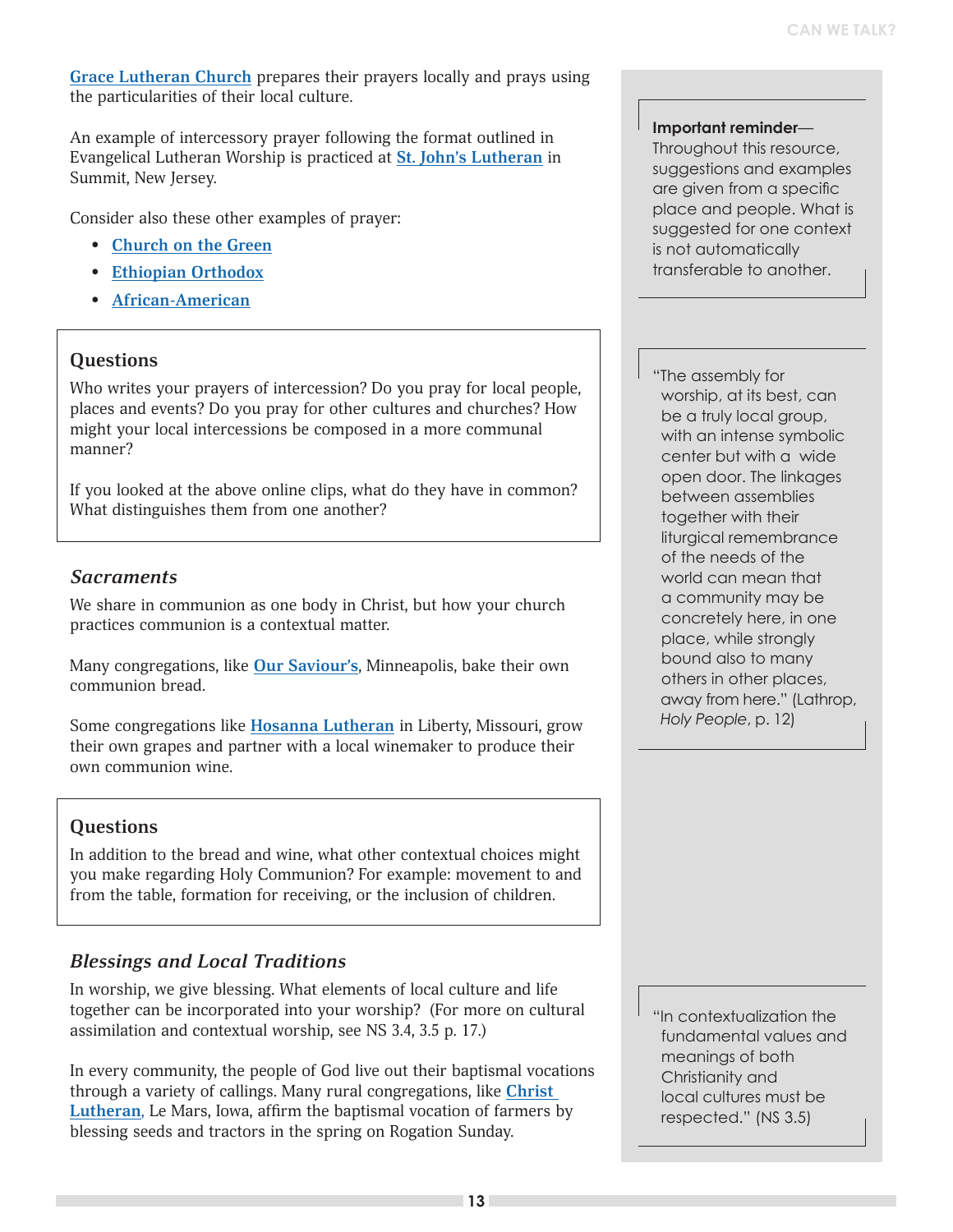[Grace Lutheran Church] prepares their prayers locally and prays using the particularities of their local culture.

An example of intercessory prayer following the format outlined in Evangelical Lutheran Worship is practiced at [St. John's Lutheran] in Summit, New Jersey.

Consider also these other examples of prayer:

- Church on the Green
- Ethiopian Orthodox
- African-American

> **Questions**
>
> Who writes your prayers of intercession? Do you pray for local people, places and events? Do you pray for other cultures and churches? How might your local intercessions be composed in a more communal manner?
>
> If you looked at the above online clips, what do they have in common? What distinguishes them from one another?

### *Sacraments*

We share in communion as one body in Christ, but how your church practices communion is a contextual matter.

Many congregations, like **Our Saviour's**, Minneapolis, bake their own communion bread.

Some congregations like **Hosanna Lutheran** in Liberty, Missouri, grow their own grapes and partner with a local winemaker to produce their own communion wine.

> **Questions**
>
> In addition to the bread and wine, what other contextual choices might you make regarding Holy Communion? For example: movement to and from the table, formation for receiving, or the inclusion of children.

### *Blessings and Local Traditions*

In worship, we give blessing. What elements of local culture and life together can be incorporated into your worship? (For more on cultural assimilation and contextual worship, see NS 3.4, 3.5 p. 17.)

In every community, the people of God live out their baptismal vocations through a variety of callings. Many rural congregations, like **Christ Lutheran**, Le Mars, Iowa, affirm the baptismal vocation of farmers by blessing seeds and tractors in the spring on Rogation Sunday.

> **Important reminder**—Throughout this resource, suggestions and examples are given from a specific place and people. What is suggested for one context is not automatically transferable to another.

> "The assembly for worship, at its best, can be a truly local group, with an intense symbolic center but with a wide open door. The linkages between assemblies together with their liturgical remembrance of the needs of the world can mean that a community may be concretely here, in one place, while strongly bound also to many others in other places, away from here." (Lathrop, *Holy People*, p. 12)

> "In contextualization the fundamental values and meanings of both Christianity and local cultures must be respected." (NS 3.5)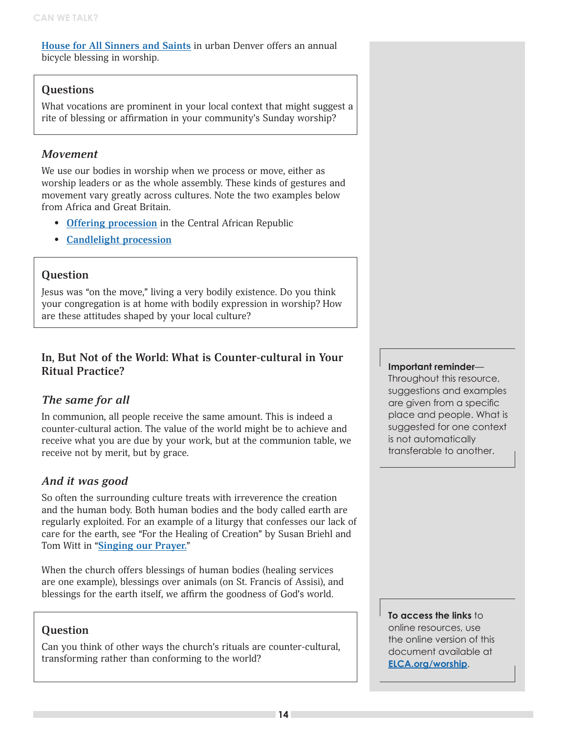House for All Sinners and Saints in urban Denver offers an annual bicycle blessing in worship.

### Questions

What vocations are prominent in your local context that might suggest a rite of blessing or affirmation in your community's Sunday worship?

### *Movement*

We use our bodies in worship when we process or move, either as worship leaders or as the whole assembly. These kinds of gestures and movement vary greatly across cultures. Note the two examples below from Africa and Great Britain.

- **Offering procession** in the Central African Republic
- **Candlelight procession**

### Question

Jesus was "on the move," living a very bodily existence. Do you think your congregation is at home with bodily expression in worship? How are these attitudes shaped by your local culture?

## In, But Not of the World: What is Counter-cultural in Your Ritual Practice?

### *The same for all*

In communion, all people receive the same amount. This is indeed a counter-cultural action. The value of the world might be to achieve and receive what you are due by your work, but at the communion table, we receive not by merit, but by grace.

### *And it was good*

So often the surrounding culture treats with irreverence the creation and the human body. Both human bodies and the body called earth are regularly exploited. For an example of a liturgy that confesses our lack of care for the earth, see "For the Healing of Creation" by Susan Briehl and Tom Witt in "**Singing our Prayer.**"

When the church offers blessings of human bodies (healing services are one example), blessings over animals (on St. Francis of Assisi), and blessings for the earth itself, we affirm the goodness of God's world.

### Question

Can you think of other ways the church's rituals are counter-cultural, transforming rather than conforming to the world?

**Important reminder**—Throughout this resource, suggestions and examples are given from a specific place and people. What is suggested for one context is not automatically transferable to another.

**To access the links** to online resources, use the online version of this document available at **ELCA.org/worship**.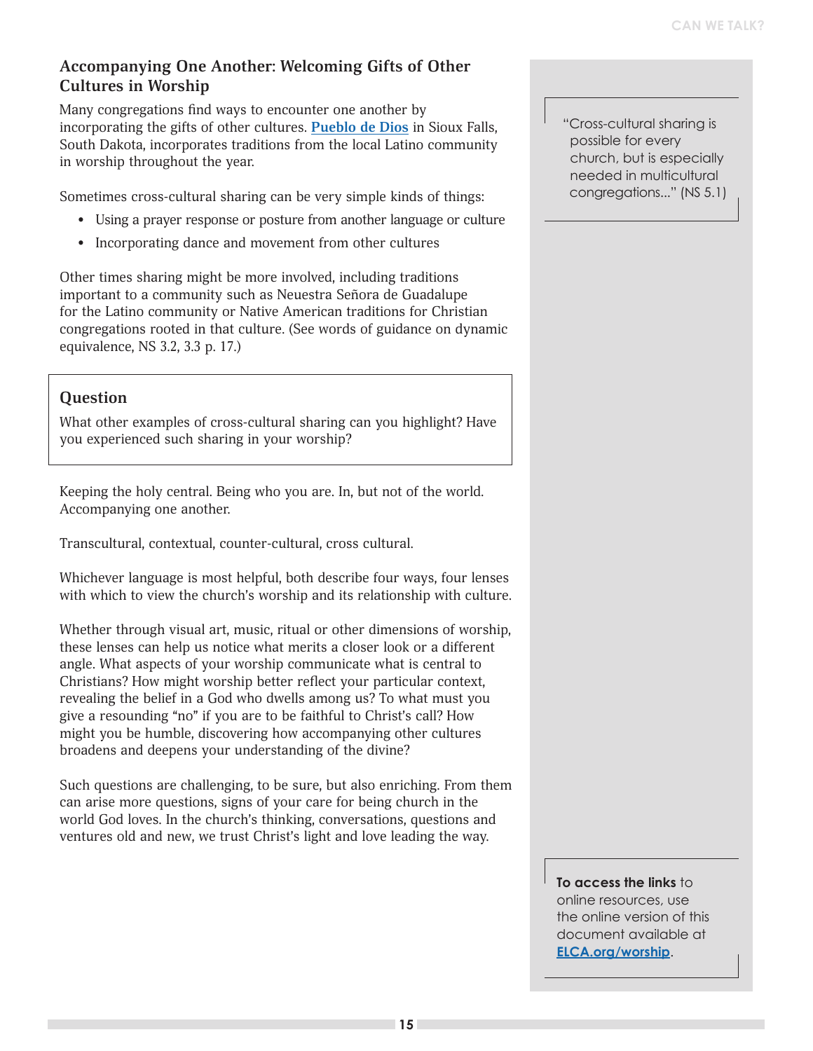## Accompanying One Another: Welcoming Gifts of Other Cultures in Worship

Many congregations find ways to encounter one another by incorporating the gifts of other cultures. **Pueblo de Dios** in Sioux Falls, South Dakota, incorporates traditions from the local Latino community in worship throughout the year.

Sometimes cross-cultural sharing can be very simple kinds of things:

- Using a prayer response or posture from another language or culture
- Incorporating dance and movement from other cultures

Other times sharing might be more involved, including traditions important to a community such as Neuestra Señora de Guadalupe for the Latino community or Native American traditions for Christian congregations rooted in that culture. (See words of guidance on dynamic equivalence, NS 3.2, 3.3 p. 17.)

> "Cross-cultural sharing is possible for every church, but is especially needed in multicultural congregations..." (NS 5.1)

### Question

What other examples of cross-cultural sharing can you highlight? Have you experienced such sharing in your worship?

Keeping the holy central. Being who you are. In, but not of the world. Accompanying one another.

Transcultural, contextual, counter-cultural, cross cultural.

Whichever language is most helpful, both describe four ways, four lenses with which to view the church's worship and its relationship with culture.

Whether through visual art, music, ritual or other dimensions of worship, these lenses can help us notice what merits a closer look or a different angle. What aspects of your worship communicate what is central to Christians? How might worship better reflect your particular context, revealing the belief in a God who dwells among us? To what must you give a resounding "no" if you are to be faithful to Christ's call? How might you be humble, discovering how accompanying other cultures broadens and deepens your understanding of the divine?

Such questions are challenging, to be sure, but also enriching. From them can arise more questions, signs of your care for being church in the world God loves. In the church's thinking, conversations, questions and ventures old and new, we trust Christ's light and love leading the way.

**To access the links** to online resources, use the online version of this document available at **ELCA.org/worship**.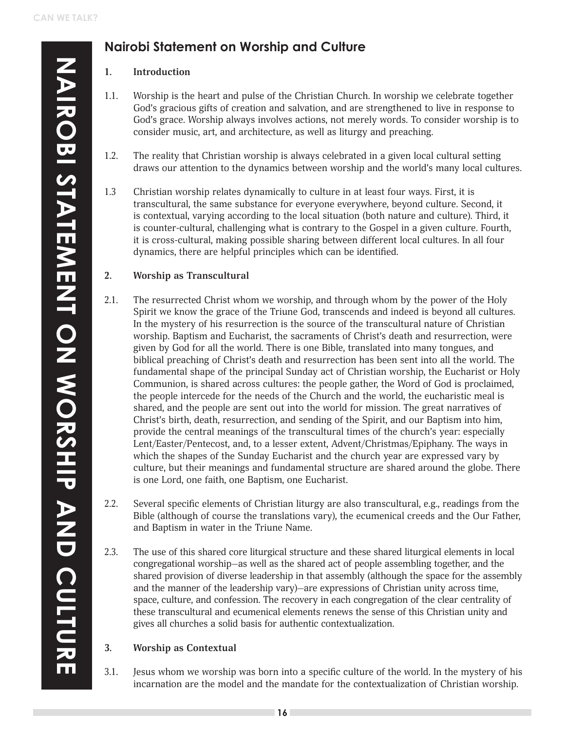## Nairobi Statement on Worship and Culture

**1. Introduction**

1.1. Worship is the heart and pulse of the Christian Church. In worship we celebrate together God's gracious gifts of creation and salvation, and are strengthened to live in response to God's grace. Worship always involves actions, not merely words. To consider worship is to consider music, art, and architecture, as well as liturgy and preaching.

1.2. The reality that Christian worship is always celebrated in a given local cultural setting draws our attention to the dynamics between worship and the world's many local cultures.

1.3 Christian worship relates dynamically to culture in at least four ways. First, it is transcultural, the same substance for everyone everywhere, beyond culture. Second, it is contextual, varying according to the local situation (both nature and culture). Third, it is counter-cultural, challenging what is contrary to the Gospel in a given culture. Fourth, it is cross-cultural, making possible sharing between different local cultures. In all four dynamics, there are helpful principles which can be identified.

**2. Worship as Transcultural**

2.1. The resurrected Christ whom we worship, and through whom by the power of the Holy Spirit we know the grace of the Triune God, transcends and indeed is beyond all cultures. In the mystery of his resurrection is the source of the transcultural nature of Christian worship. Baptism and Eucharist, the sacraments of Christ's death and resurrection, were given by God for all the world. There is one Bible, translated into many tongues, and biblical preaching of Christ's death and resurrection has been sent into all the world. The fundamental shape of the principal Sunday act of Christian worship, the Eucharist or Holy Communion, is shared across cultures: the people gather, the Word of God is proclaimed, the people intercede for the needs of the Church and the world, the eucharistic meal is shared, and the people are sent out into the world for mission. The great narratives of Christ's birth, death, resurrection, and sending of the Spirit, and our Baptism into him, provide the central meanings of the transcultural times of the church's year: especially Lent/Easter/Pentecost, and, to a lesser extent, Advent/Christmas/Epiphany. The ways in which the shapes of the Sunday Eucharist and the church year are expressed vary by culture, but their meanings and fundamental structure are shared around the globe. There is one Lord, one faith, one Baptism, one Eucharist.

2.2. Several specific elements of Christian liturgy are also transcultural, e.g., readings from the Bible (although of course the translations vary), the ecumenical creeds and the Our Father, and Baptism in water in the Triune Name.

2.3. The use of this shared core liturgical structure and these shared liturgical elements in local congregational worship–as well as the shared act of people assembling together, and the shared provision of diverse leadership in that assembly (although the space for the assembly and the manner of the leadership vary)–are expressions of Christian unity across time, space, culture, and confession. The recovery in each congregation of the clear centrality of these transcultural and ecumenical elements renews the sense of this Christian unity and gives all churches a solid basis for authentic contextualization.

**3. Worship as Contextual**

3.1. Jesus whom we worship was born into a specific culture of the world. In the mystery of his incarnation are the model and the mandate for the contextualization of Christian worship.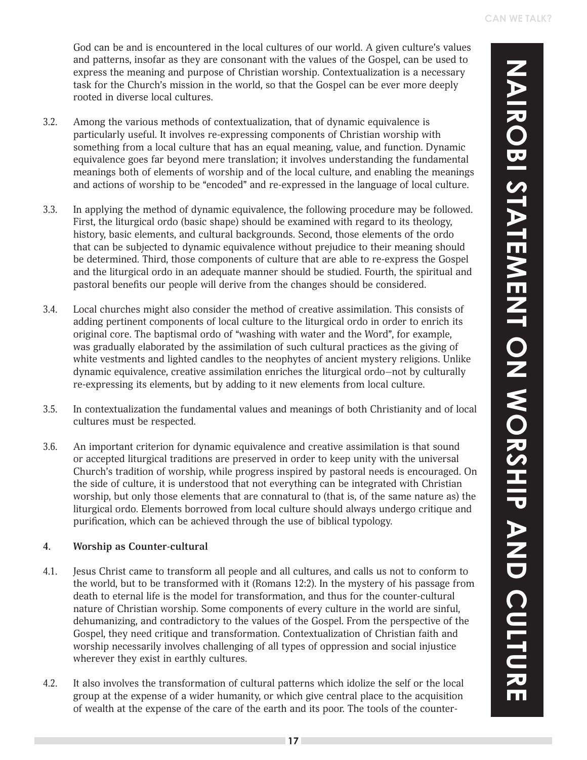God can be and is encountered in the local cultures of our world. A given culture's values and patterns, insofar as they are consonant with the values of the Gospel, can be used to express the meaning and purpose of Christian worship. Contextualization is a necessary task for the Church's mission in the world, so that the Gospel can be ever more deeply rooted in diverse local cultures.

3.2. Among the various methods of contextualization, that of dynamic equivalence is particularly useful. It involves re-expressing components of Christian worship with something from a local culture that has an equal meaning, value, and function. Dynamic equivalence goes far beyond mere translation; it involves understanding the fundamental meanings both of elements of worship and of the local culture, and enabling the meanings and actions of worship to be "encoded" and re-expressed in the language of local culture.

3.3. In applying the method of dynamic equivalence, the following procedure may be followed. First, the liturgical ordo (basic shape) should be examined with regard to its theology, history, basic elements, and cultural backgrounds. Second, those elements of the ordo that can be subjected to dynamic equivalence without prejudice to their meaning should be determined. Third, those components of culture that are able to re-express the Gospel and the liturgical ordo in an adequate manner should be studied. Fourth, the spiritual and pastoral benefits our people will derive from the changes should be considered.

3.4. Local churches might also consider the method of creative assimilation. This consists of adding pertinent components of local culture to the liturgical ordo in order to enrich its original core. The baptismal ordo of "washing with water and the Word", for example, was gradually elaborated by the assimilation of such cultural practices as the giving of white vestments and lighted candles to the neophytes of ancient mystery religions. Unlike dynamic equivalence, creative assimilation enriches the liturgical ordo—not by culturally re-expressing its elements, but by adding to it new elements from local culture.

3.5. In contextualization the fundamental values and meanings of both Christianity and of local cultures must be respected.

3.6. An important criterion for dynamic equivalence and creative assimilation is that sound or accepted liturgical traditions are preserved in order to keep unity with the universal Church's tradition of worship, while progress inspired by pastoral needs is encouraged. On the side of culture, it is understood that not everything can be integrated with Christian worship, but only those elements that are connatural to (that is, of the same nature as) the liturgical ordo. Elements borrowed from local culture should always undergo critique and purification, which can be achieved through the use of biblical typology.

## 4. Worship as Counter-cultural

4.1. Jesus Christ came to transform all people and all cultures, and calls us not to conform to the world, but to be transformed with it (Romans 12:2). In the mystery of his passage from death to eternal life is the model for transformation, and thus for the counter-cultural nature of Christian worship. Some components of every culture in the world are sinful, dehumanizing, and contradictory to the values of the Gospel. From the perspective of the Gospel, they need critique and transformation. Contextualization of Christian faith and worship necessarily involves challenging of all types of oppression and social injustice wherever they exist in earthly cultures.

4.2. It also involves the transformation of cultural patterns which idolize the self or the local group at the expense of a wider humanity, or which give central place to the acquisition of wealth at the expense of the care of the earth and its poor. The tools of the counter-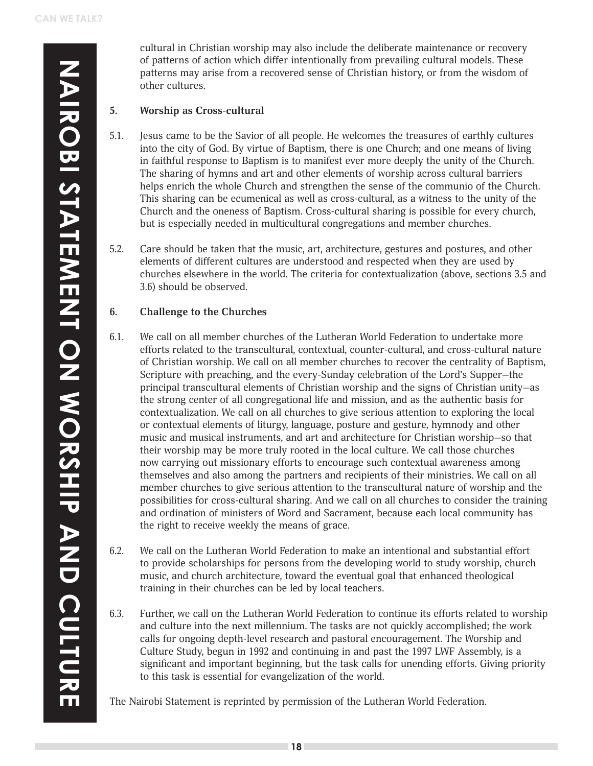cultural in Christian worship may also include the deliberate maintenance or recovery of patterns of action which differ intentionally from prevailing cultural models. These patterns may arise from a recovered sense of Christian history, or from the wisdom of other cultures.

## 5. Worship as Cross-cultural

5.1. Jesus came to be the Savior of all people. He welcomes the treasures of earthly cultures into the city of God. By virtue of Baptism, there is one Church; and one means of living in faithful response to Baptism is to manifest ever more deeply the unity of the Church. The sharing of hymns and art and other elements of worship across cultural barriers helps enrich the whole Church and strengthen the sense of the communio of the Church. This sharing can be ecumenical as well as cross-cultural, as a witness to the unity of the Church and the oneness of Baptism. Cross-cultural sharing is possible for every church, but is especially needed in multicultural congregations and member churches.

5.2. Care should be taken that the music, art, architecture, gestures and postures, and other elements of different cultures are understood and respected when they are used by churches elsewhere in the world. The criteria for contextualization (above, sections 3.5 and 3.6) should be observed.

## 6. Challenge to the Churches

6.1. We call on all member churches of the Lutheran World Federation to undertake more efforts related to the transcultural, contextual, counter-cultural, and cross-cultural nature of Christian worship. We call on all member churches to recover the centrality of Baptism, Scripture with preaching, and the every-Sunday celebration of the Lord's Supper—the principal transcultural elements of Christian worship and the signs of Christian unity—as the strong center of all congregational life and mission, and as the authentic basis for contextualization. We call on all churches to give serious attention to exploring the local or contextual elements of liturgy, language, posture and gesture, hymnody and other music and musical instruments, and art and architecture for Christian worship—so that their worship may be more truly rooted in the local culture. We call those churches now carrying out missionary efforts to encourage such contextual awareness among themselves and also among the partners and recipients of their ministries. We call on all member churches to give serious attention to the transcultural nature of worship and the possibilities for cross-cultural sharing. And we call on all churches to consider the training and ordination of ministers of Word and Sacrament, because each local community has the right to receive weekly the means of grace.

6.2. We call on the Lutheran World Federation to make an intentional and substantial effort to provide scholarships for persons from the developing world to study worship, church music, and church architecture, toward the eventual goal that enhanced theological training in their churches can be led by local teachers.

6.3. Further, we call on the Lutheran World Federation to continue its efforts related to worship and culture into the next millennium. The tasks are not quickly accomplished; the work calls for ongoing depth-level research and pastoral encouragement. The Worship and Culture Study, begun in 1992 and continuing in and past the 1997 LWF Assembly, is a significant and important beginning, but the task calls for unending efforts. Giving priority to this task is essential for evangelization of the world.

The Nairobi Statement is reprinted by permission of the Lutheran World Federation.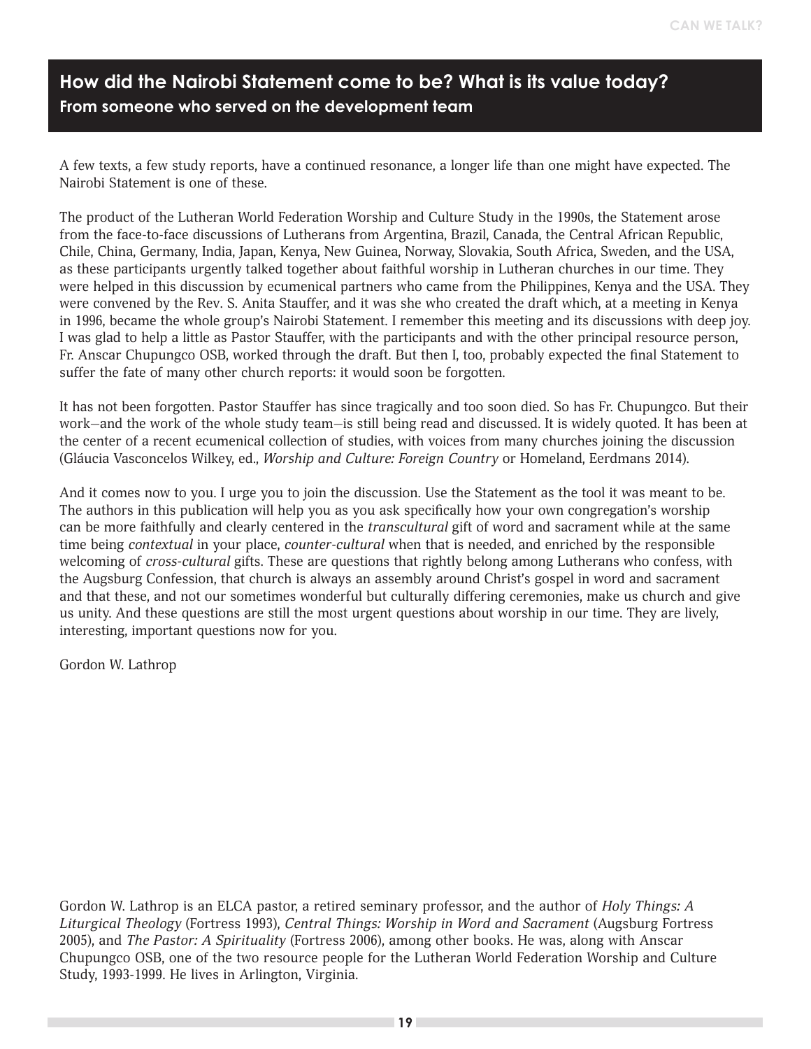## How did the Nairobi Statement come to be? What is its value today?

### From someone who served on the development team

A few texts, a few study reports, have a continued resonance, a longer life than one might have expected. The Nairobi Statement is one of these.

The product of the Lutheran World Federation Worship and Culture Study in the 1990s, the Statement arose from the face-to-face discussions of Lutherans from Argentina, Brazil, Canada, the Central African Republic, Chile, China, Germany, India, Japan, Kenya, New Guinea, Norway, Slovakia, South Africa, Sweden, and the USA, as these participants urgently talked together about faithful worship in Lutheran churches in our time. They were helped in this discussion by ecumenical partners who came from the Philippines, Kenya and the USA. They were convened by the Rev. S. Anita Stauffer, and it was she who created the draft which, at a meeting in Kenya in 1996, became the whole group's Nairobi Statement. I remember this meeting and its discussions with deep joy. I was glad to help a little as Pastor Stauffer, with the participants and with the other principal resource person, Fr. Anscar Chupungco OSB, worked through the draft. But then I, too, probably expected the final Statement to suffer the fate of many other church reports: it would soon be forgotten.

It has not been forgotten. Pastor Stauffer has since tragically and too soon died. So has Fr. Chupungco. But their work—and the work of the whole study team—is still being read and discussed. It is widely quoted. It has been at the center of a recent ecumenical collection of studies, with voices from many churches joining the discussion (Gláucia Vasconcelos Wilkey, ed., *Worship and Culture: Foreign Country* or Homeland, Eerdmans 2014).

And it comes now to you. I urge you to join the discussion. Use the Statement as the tool it was meant to be. The authors in this publication will help you as you ask specifically how your own congregation's worship can be more faithfully and clearly centered in the *transcultural* gift of word and sacrament while at the same time being *contextual* in your place, *counter-cultural* when that is needed, and enriched by the responsible welcoming of *cross-cultural* gifts. These are questions that rightly belong among Lutherans who confess, with the Augsburg Confession, that church is always an assembly around Christ's gospel in word and sacrament and that these, and not our sometimes wonderful but culturally differing ceremonies, make us church and give us unity. And these questions are still the most urgent questions about worship in our time. They are lively, interesting, important questions now for you.

Gordon W. Lathrop

Gordon W. Lathrop is an ELCA pastor, a retired seminary professor, and the author of *Holy Things: A Liturgical Theology* (Fortress 1993), *Central Things: Worship in Word and Sacrament* (Augsburg Fortress 2005), and *The Pastor: A Spirituality* (Fortress 2006), among other books. He was, along with Anscar Chupungco OSB, one of the two resource people for the Lutheran World Federation Worship and Culture Study, 1993-1999. He lives in Arlington, Virginia.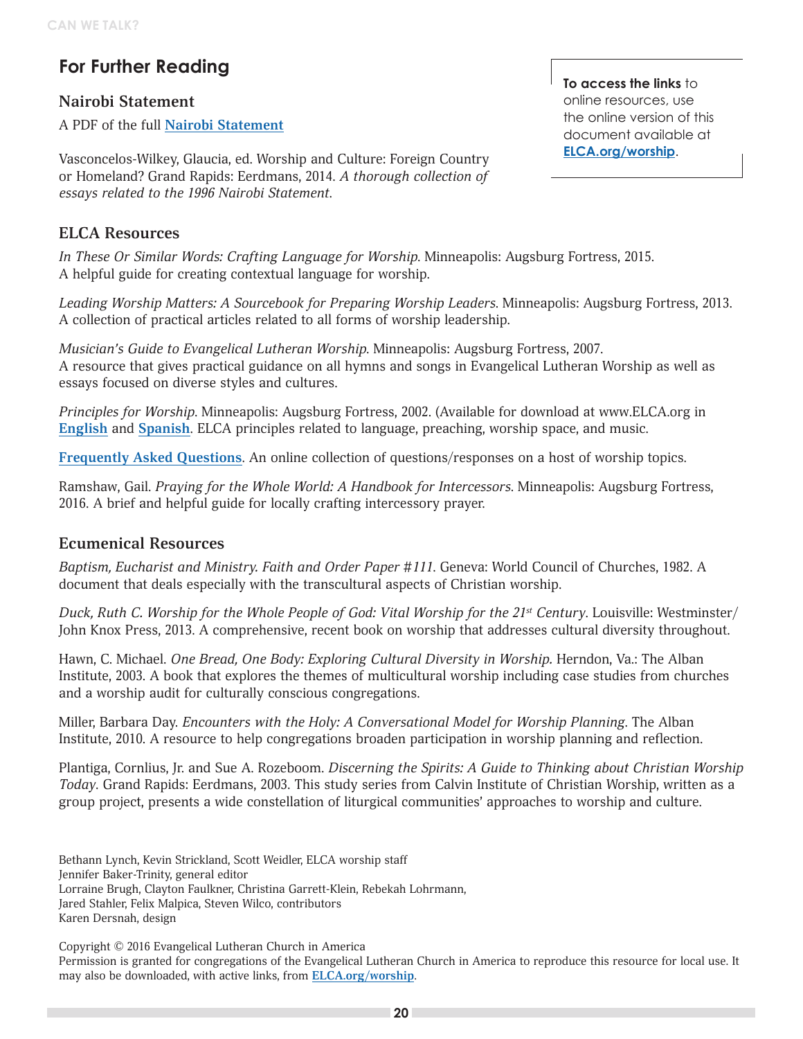## For Further Reading

**To access the links** to online resources, use the online version of this document available at **ELCA.org/worship**.

### Nairobi Statement

A PDF of the full **Nairobi Statement**

Vasconcelos-Wilkey, Glaucia, ed. Worship and Culture: Foreign Country or Homeland? Grand Rapids: Eerdmans, 2014. *A thorough collection of essays related to the 1996 Nairobi Statement.*

### ELCA Resources

*In These Or Similar Words: Crafting Language for Worship*. Minneapolis: Augsburg Fortress, 2015. A helpful guide for creating contextual language for worship.

*Leading Worship Matters: A Sourcebook for Preparing Worship Leaders*. Minneapolis: Augsburg Fortress, 2013. A collection of practical articles related to all forms of worship leadership.

*Musician's Guide to Evangelical Lutheran Worship*. Minneapolis: Augsburg Fortress, 2007. A resource that gives practical guidance on all hymns and songs in Evangelical Lutheran Worship as well as essays focused on diverse styles and cultures.

*Principles for Worship*. Minneapolis: Augsburg Fortress, 2002. (Available for download at www.ELCA.org in **English** and **Spanish**. ELCA principles related to language, preaching, worship space, and music.

**Frequently Asked Questions**. An online collection of questions/responses on a host of worship topics.

Ramshaw, Gail. *Praying for the Whole World: A Handbook for Intercessors*. Minneapolis: Augsburg Fortress, 2016. A brief and helpful guide for locally crafting intercessory prayer.

### Ecumenical Resources

*Baptism, Eucharist and Ministry. Faith and Order Paper #111*. Geneva: World Council of Churches, 1982. A document that deals especially with the transcultural aspects of Christian worship.

*Duck, Ruth C. Worship for the Whole People of God: Vital Worship for the 21st Century*. Louisville: Westminster/John Knox Press, 2013. A comprehensive, recent book on worship that addresses cultural diversity throughout.

Hawn, C. Michael. *One Bread, One Body: Exploring Cultural Diversity in Worship*. Herndon, Va.: The Alban Institute, 2003. A book that explores the themes of multicultural worship including case studies from churches and a worship audit for culturally conscious congregations.

Miller, Barbara Day. *Encounters with the Holy: A Conversational Model for Worship Planning*. The Alban Institute, 2010. A resource to help congregations broaden participation in worship planning and reflection.

Plantiga, Cornlius, Jr. and Sue A. Rozeboom. *Discerning the Spirits: A Guide to Thinking about Christian Worship Today*. Grand Rapids: Eerdmans, 2003. This study series from Calvin Institute of Christian Worship, written as a group project, presents a wide constellation of liturgical communities' approaches to worship and culture.

Bethann Lynch, Kevin Strickland, Scott Weidler, ELCA worship staff
Jennifer Baker-Trinity, general editor
Lorraine Brugh, Clayton Faulkner, Christina Garrett-Klein, Rebekah Lohrmann, Jared Stahler, Felix Malpica, Steven Wilco, contributors
Karen Dersnah, design

Copyright © 2016 Evangelical Lutheran Church in America
Permission is granted for congregations of the Evangelical Lutheran Church in America to reproduce this resource for local use. It may also be downloaded, with active links, from **ELCA.org/worship**.